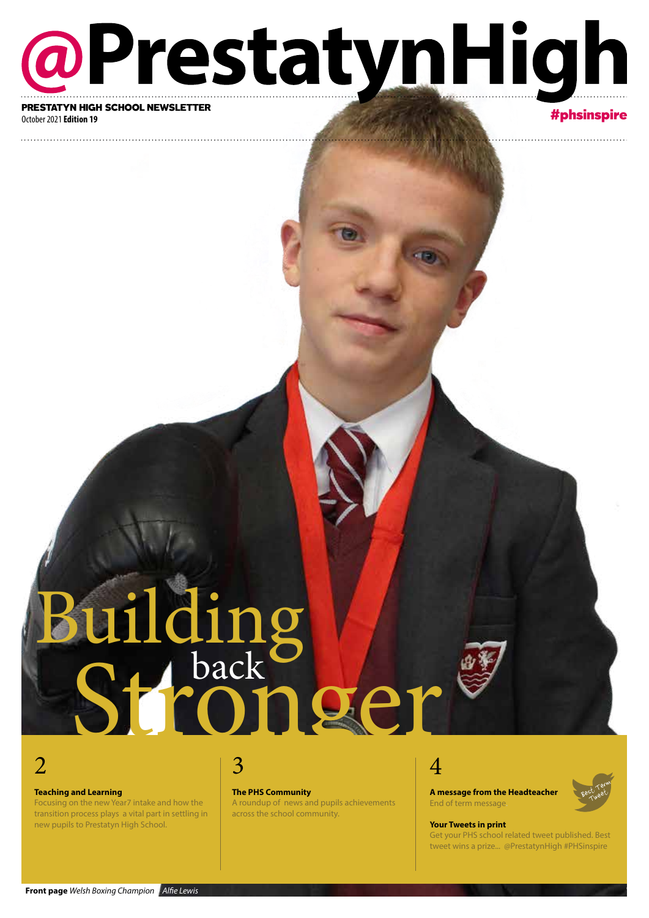# @PrestatynHigh

**PRESTATYN HIGH SCHOOL NEWSLETTER**

October 2021 **Edition 19**

**#phsinspire**

# Building back Stronger

## 2

**Teaching and Learning**

Focusing on the new Year7 intake and how the transition process plays a vital part in settling in new pupils to Prestatyn High School.

## 3

**The PHS Community**

A roundup of news and pupils achievements across the school community.

## 4

**A message from the Headteacher**

End of term message

Best Term Tweet

**Your Tweets in print**

Get your PHS school related tweet published. Best tweet wins a prize... @PrestatynHigh #PHSinspire

**Front page** *Welsh Boxing Champion* *Alfie Lewis*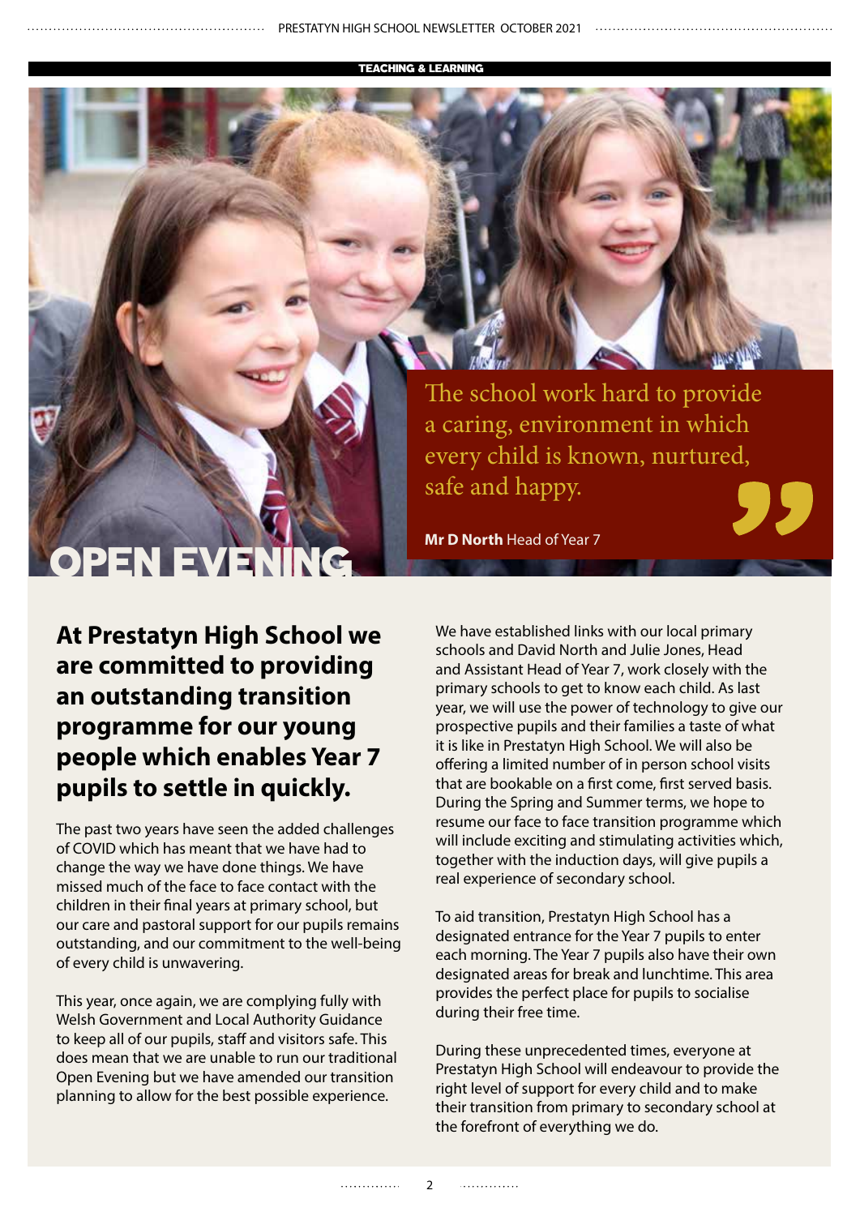TEACHING & LEARNING

# OPEN EVENING

> The school work hard to provide a caring, environment in which every child is known, nurtured, safe and happy.
>
> **Mr D North** Head of Year 7

## At Prestatyn High School we are committed to providing an outstanding transition programme for our young people which enables Year 7 pupils to settle in quickly.

The past two years have seen the added challenges of COVID which has meant that we have had to change the way we have done things. We have missed much of the face to face contact with the children in their final years at primary school, but our care and pastoral support for our pupils remains outstanding, and our commitment to the well-being of every child is unwavering.

This year, once again, we are complying fully with Welsh Government and Local Authority Guidance to keep all of our pupils, staff and visitors safe. This does mean that we are unable to run our traditional Open Evening but we have amended our transition planning to allow for the best possible experience.

We have established links with our local primary schools and David North and Julie Jones, Head and Assistant Head of Year 7, work closely with the primary schools to get to know each child. As last year, we will use the power of technology to give our prospective pupils and their families a taste of what it is like in Prestatyn High School. We will also be offering a limited number of in person school visits that are bookable on a first come, first served basis. During the Spring and Summer terms, we hope to resume our face to face transition programme which will include exciting and stimulating activities which, together with the induction days, will give pupils a real experience of secondary school.

To aid transition, Prestatyn High School has a designated entrance for the Year 7 pupils to enter each morning. The Year 7 pupils also have their own designated areas for break and lunchtime. This area provides the perfect place for pupils to socialise during their free time.

During these unprecedented times, everyone at Prestatyn High School will endeavour to provide the right level of support for every child and to make their transition from primary to secondary school at the forefront of everything we do.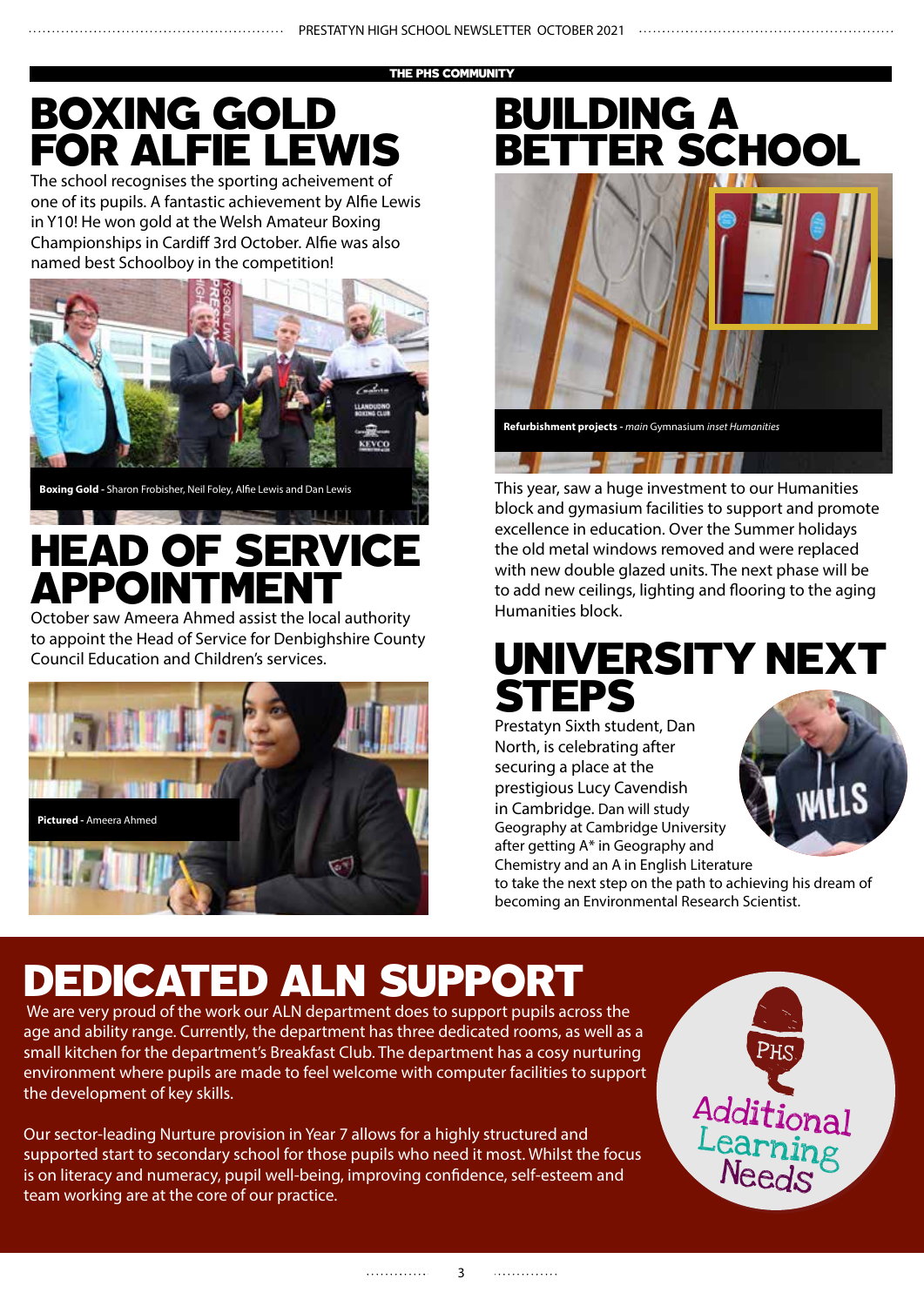THE PHS COMMUNITY

# BOXING GOLD FOR ALFIE LEWIS

The school recognises the sporting acheivement of one of its pupils. A fantastic achievement by Alfie Lewis in Y10! He won gold at the Welsh Amateur Boxing Championships in Cardiff 3rd October. Alfie was also named best Schoolboy in the competition!

**Boxing Gold -** Sharon Frobisher, Neil Foley, Alfie Lewis and Dan Lewis

# HEAD OF SERVICE APPOINTMENT

October saw Ameera Ahmed assist the local authority to appoint the Head of Service for Denbighshire County Council Education and Children's services.

**Pictured -** Ameera Ahmed

# BUILDING A BETTER SCHOOL

**Refurbishment projects -** *main* Gymnasium *inset Humanities*

This year, saw a huge investment to our Humanities block and gymasium facilities to support and promote excellence in education. Over the Summer holidays the old metal windows removed and were replaced with new double glazed units. The next phase will be to add new ceilings, lighting and flooring to the aging Humanities block.

# UNIVERSITY NEXT STEPS

Prestatyn Sixth student, Dan North, is celebrating after securing a place at the prestigious Lucy Cavendish in Cambridge. Dan will study Geography at Cambridge University after getting A* in Geography and Chemistry and an A in English Literature to take the next step on the path to achieving his dream of becoming an Environmental Research Scientist.

# DEDICATED ALN SUPPORT

We are very proud of the work our ALN department does to support pupils across the age and ability range. Currently, the department has three dedicated rooms, as well as a small kitchen for the department's Breakfast Club. The department has a cosy nurturing environment where pupils are made to feel welcome with computer facilities to support the development of key skills.

Our sector-leading Nurture provision in Year 7 allows for a highly structured and supported start to secondary school for those pupils who need it most. Whilst the focus is on literacy and numeracy, pupil well-being, improving confidence, self-esteem and team working are at the core of our practice.

PHS Additional Learning Needs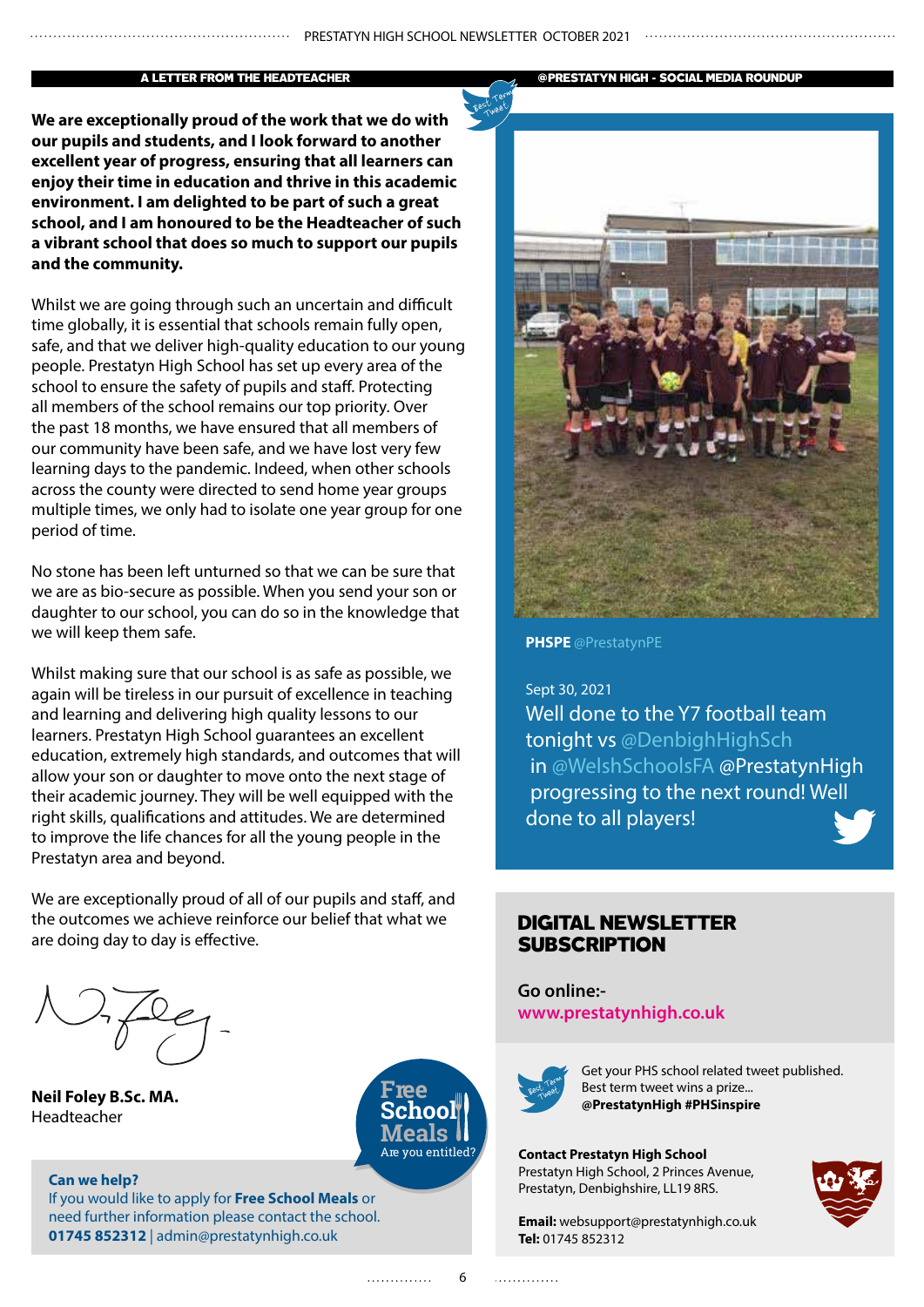## A LETTER FROM THE HEADTEACHER

**We are exceptionally proud of the work that we do with our pupils and students, and I look forward to another excellent year of progress, ensuring that all learners can enjoy their time in education and thrive in this academic environment. I am delighted to be part of such a great school, and I am honoured to be the Headteacher of such a vibrant school that does so much to support our pupils and the community.**

Whilst we are going through such an uncertain and difficult time globally, it is essential that schools remain fully open, safe, and that we deliver high-quality education to our young people. Prestatyn High School has set up every area of the school to ensure the safety of pupils and staff. Protecting all members of the school remains our top priority. Over the past 18 months, we have ensured that all members of our community have been safe, and we have lost very few learning days to the pandemic. Indeed, when other schools across the county were directed to send home year groups multiple times, we only had to isolate one year group for one period of time.

No stone has been left unturned so that we can be sure that we are as bio-secure as possible. When you send your son or daughter to our school, you can do so in the knowledge that we will keep them safe.

Whilst making sure that our school is as safe as possible, we again will be tireless in our pursuit of excellence in teaching and learning and delivering high quality lessons to our learners. Prestatyn High School guarantees an excellent education, extremely high standards, and outcomes that will allow your son or daughter to move onto the next stage of their academic journey. They will be well equipped with the right skills, qualifications and attitudes. We are determined to improve the life chances for all the young people in the Prestatyn area and beyond.

We are exceptionally proud of all of our pupils and staff, and the outcomes we achieve reinforce our belief that what we are doing day to day is effective.

**Neil Foley B.Sc. MA.**
Headteacher

**Free School Meals**
Are you entitled?

**Can we help?**
If you would like to apply for **Free School Meals** or need further information please contact the school.
**01745 852312** | admin@prestatynhigh.co.uk

## @PRESTATYN HIGH - SOCIAL MEDIA ROUNDUP

Best Term Tweet

**PHSPE** @PrestatynPE

Sept 30, 2021

Well done to the Y7 football team tonight vs @DenbighHighSch in @WelshSchoolsFA @PrestatynHigh progressing to the next round! Well done to all players!

## DIGITAL NEWSLETTER SUBSCRIPTION

**Go online:-**
**www.prestatynhigh.co.uk**

Get your PHS school related tweet published. Best term tweet wins a prize...
**@PrestatynHigh #PHSinspire**

**Contact Prestatyn High School**
Prestatyn High School, 2 Princes Avenue, Prestatyn, Denbighshire, LL19 8RS.

**Email:** websupport@prestatynhigh.co.uk
**Tel:** 01745 852312